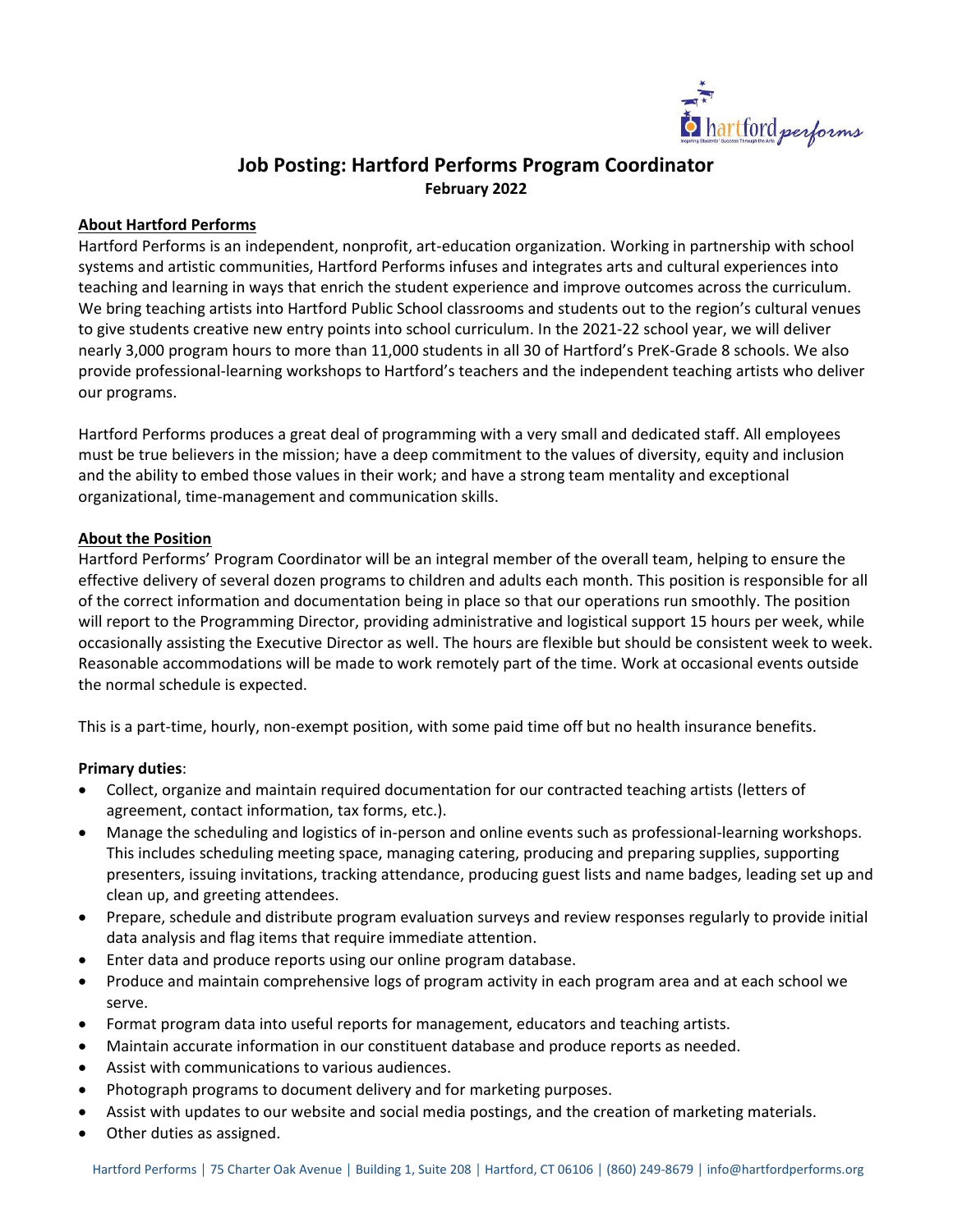# Job Posting: Hartford Performs Program Coordinator

**February 2022**

## About Hartford Performs

Hartford Performs is an independent, nonprofit, art-education organization. Working in partnership with school systems and artistic communities, Hartford Performs infuses and integrates arts and cultural experiences into teaching and learning in ways that enrich the student experience and improve outcomes across the curriculum. We bring teaching artists into Hartford Public School classrooms and students out to the region's cultural venues to give students creative new entry points into school curriculum. In the 2021-22 school year, we will deliver nearly 3,000 program hours to more than 11,000 students in all 30 of Hartford's PreK-Grade 8 schools. We also provide professional-learning workshops to Hartford's teachers and the independent teaching artists who deliver our programs.

Hartford Performs produces a great deal of programming with a very small and dedicated staff. All employees must be true believers in the mission; have a deep commitment to the values of diversity, equity and inclusion and the ability to embed those values in their work; and have a strong team mentality and exceptional organizational, time-management and communication skills.

## About the Position

Hartford Performs' Program Coordinator will be an integral member of the overall team, helping to ensure the effective delivery of several dozen programs to children and adults each month. This position is responsible for all of the correct information and documentation being in place so that our operations run smoothly. The position will report to the Programming Director, providing administrative and logistical support 15 hours per week, while occasionally assisting the Executive Director as well. The hours are flexible but should be consistent week to week. Reasonable accommodations will be made to work remotely part of the time. Work at occasional events outside the normal schedule is expected.

This is a part-time, hourly, non-exempt position, with some paid time off but no health insurance benefits.

**Primary duties**:

- Collect, organize and maintain required documentation for our contracted teaching artists (letters of agreement, contact information, tax forms, etc.).
- Manage the scheduling and logistics of in-person and online events such as professional-learning workshops. This includes scheduling meeting space, managing catering, producing and preparing supplies, supporting presenters, issuing invitations, tracking attendance, producing guest lists and name badges, leading set up and clean up, and greeting attendees.
- Prepare, schedule and distribute program evaluation surveys and review responses regularly to provide initial data analysis and flag items that require immediate attention.
- Enter data and produce reports using our online program database.
- Produce and maintain comprehensive logs of program activity in each program area and at each school we serve.
- Format program data into useful reports for management, educators and teaching artists.
- Maintain accurate information in our constituent database and produce reports as needed.
- Assist with communications to various audiences.
- Photograph programs to document delivery and for marketing purposes.
- Assist with updates to our website and social media postings, and the creation of marketing materials.
- Other duties as assigned.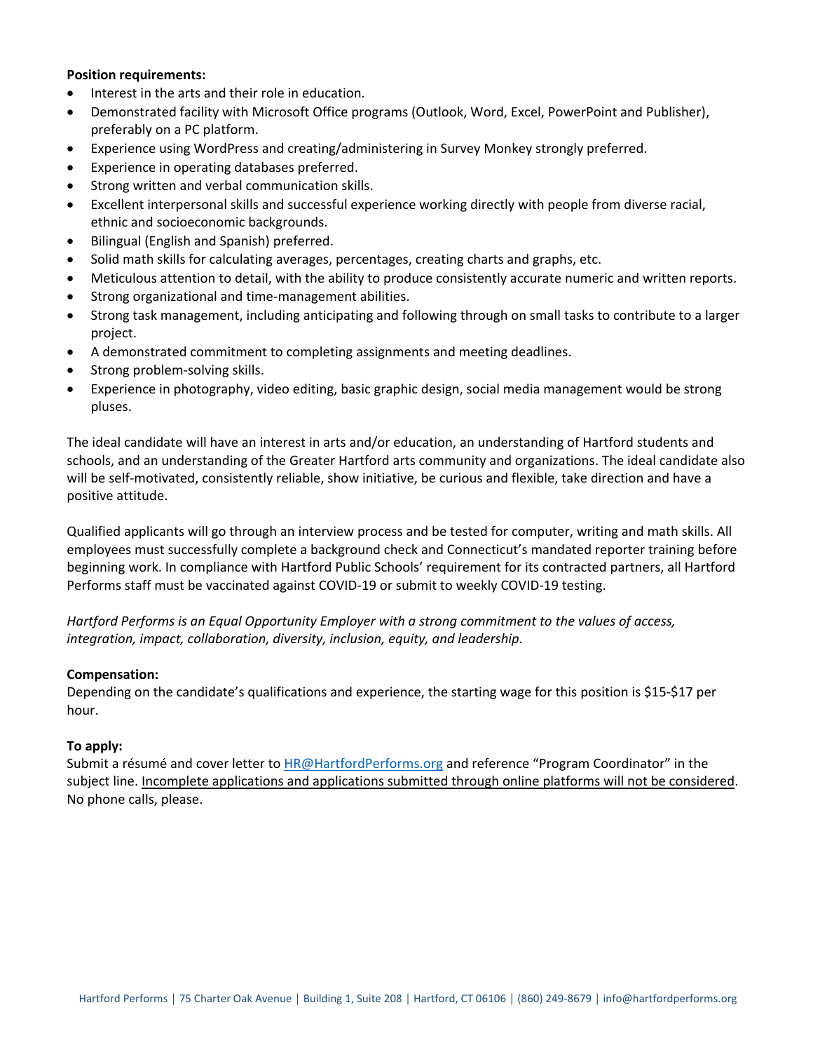**Position requirements:**

- Interest in the arts and their role in education.
- Demonstrated facility with Microsoft Office programs (Outlook, Word, Excel, PowerPoint and Publisher), preferably on a PC platform.
- Experience using WordPress and creating/administering in Survey Monkey strongly preferred.
- Experience in operating databases preferred.
- Strong written and verbal communication skills.
- Excellent interpersonal skills and successful experience working directly with people from diverse racial, ethnic and socioeconomic backgrounds.
- Bilingual (English and Spanish) preferred.
- Solid math skills for calculating averages, percentages, creating charts and graphs, etc.
- Meticulous attention to detail, with the ability to produce consistently accurate numeric and written reports.
- Strong organizational and time-management abilities.
- Strong task management, including anticipating and following through on small tasks to contribute to a larger project.
- A demonstrated commitment to completing assignments and meeting deadlines.
- Strong problem-solving skills.
- Experience in photography, video editing, basic graphic design, social media management would be strong pluses.

The ideal candidate will have an interest in arts and/or education, an understanding of Hartford students and schools, and an understanding of the Greater Hartford arts community and organizations. The ideal candidate also will be self-motivated, consistently reliable, show initiative, be curious and flexible, take direction and have a positive attitude.

Qualified applicants will go through an interview process and be tested for computer, writing and math skills. All employees must successfully complete a background check and Connecticut's mandated reporter training before beginning work. In compliance with Hartford Public Schools' requirement for its contracted partners, all Hartford Performs staff must be vaccinated against COVID-19 or submit to weekly COVID-19 testing.

*Hartford Performs is an Equal Opportunity Employer with a strong commitment to the values of access, integration, impact, collaboration, diversity, inclusion, equity, and leadership.*

**Compensation:**

Depending on the candidate's qualifications and experience, the starting wage for this position is $15-$17 per hour.

**To apply:**

Submit a résumé and cover letter to [HR@HartfordPerforms.org](mailto:HR@HartfordPerforms.org) and reference "Program Coordinator" in the subject line. Incomplete applications and applications submitted through online platforms will not be considered. No phone calls, please.